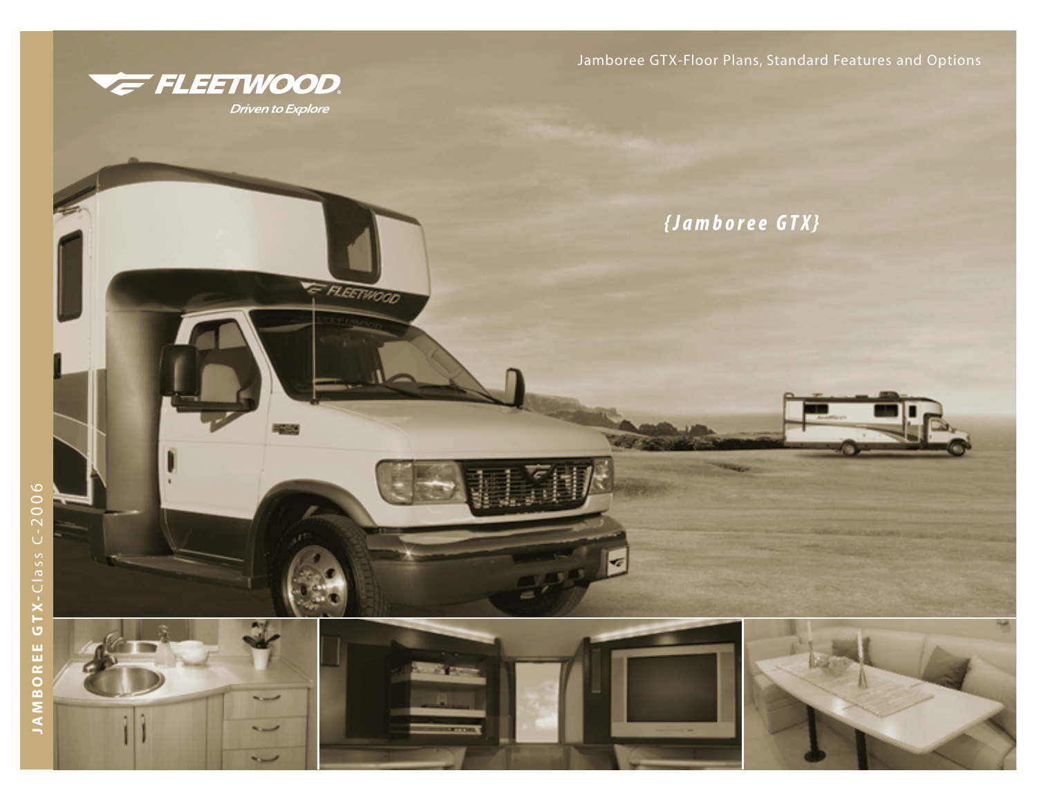Jamboree GTX-Floor Plans, Standard Features and Options

FLEETWOOD

*Driven to Explore*

# {Jamboree GTX}

JAMBOREE GTX-Class C-2006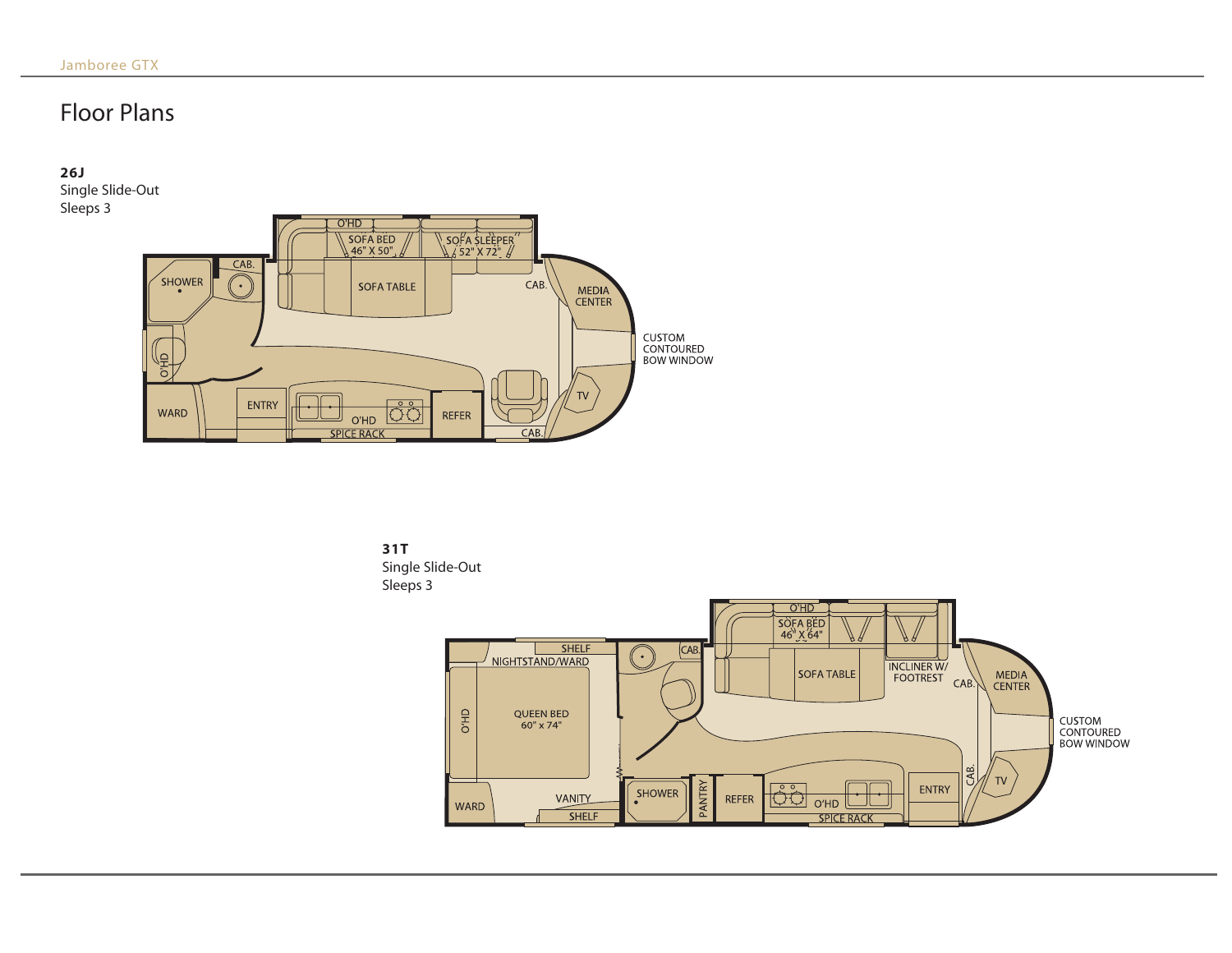# Floor Plans

**26J**
Single Slide-Out
Sleeps 3

SHOWER · CAB. · O'HD · SOFA BED 46" X 50" · SOFA SLEEPER 52" X 72" · SOFA TABLE · CAB. · MEDIA CENTER · CUSTOM CONTOURED BOW WINDOW · O'HD · WARD · ENTRY · O'HD · SPICE RACK · REFER · TV · CAB.

**31T**
Single Slide-Out
Sleeps 3

SHELF · NIGHTSTAND/WARD · O'HD · QUEEN BED 60" x 74" · WARD · VANITY · SHELF · CAB. · SHOWER · PANTRY · REFER · O'HD · SOFA BED 46" X 64" · SOFA TABLE · INCLINER W/ FOOTREST · CAB. · MEDIA CENTER · CUSTOM CONTOURED BOW WINDOW · O'HD · SPICE RACK · ENTRY · CAB. · TV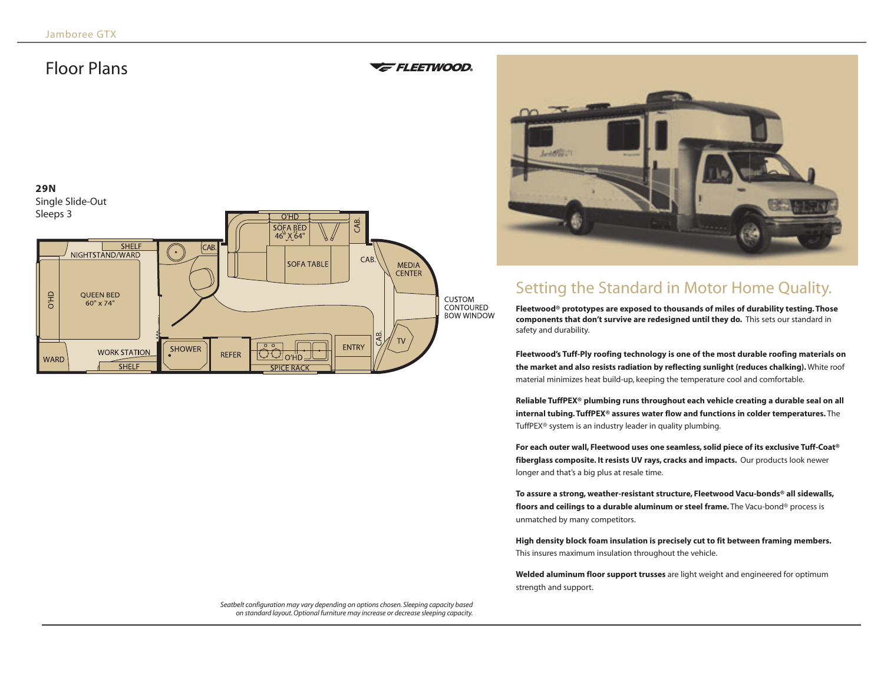# Floor Plans

**29N**
Single Slide-Out
Sleeps 3

*Seatbelt configuration may vary depending on options chosen. Sleeping capacity based on standard layout. Optional furniture may increase or decrease sleeping capacity.*

## Setting the Standard in Motor Home Quality.

**Fleetwood® prototypes are exposed to thousands of miles of durability testing. Those components that don't survive are redesigned until they do.** This sets our standard in safety and durability.

**Fleetwood's Tuff-Ply roofing technology is one of the most durable roofing materials on the market and also resists radiation by reflecting sunlight (reduces chalking).** White roof material minimizes heat build-up, keeping the temperature cool and comfortable.

**Reliable TuffPEX® plumbing runs throughout each vehicle creating a durable seal on all internal tubing. TuffPEX® assures water flow and functions in colder temperatures.** The TuffPEX® system is an industry leader in quality plumbing.

**For each outer wall, Fleetwood uses one seamless, solid piece of its exclusive Tuff-Coat® fiberglass composite. It resists UV rays, cracks and impacts.** Our products look newer longer and that's a big plus at resale time.

**To assure a strong, weather-resistant structure, Fleetwood Vacu-bonds® all sidewalls, floors and ceilings to a durable aluminum or steel frame.** The Vacu-bond® process is unmatched by many competitors.

**High density block foam insulation is precisely cut to fit between framing members.** This insures maximum insulation throughout the vehicle.

**Welded aluminum floor support trusses** are light weight and engineered for optimum strength and support.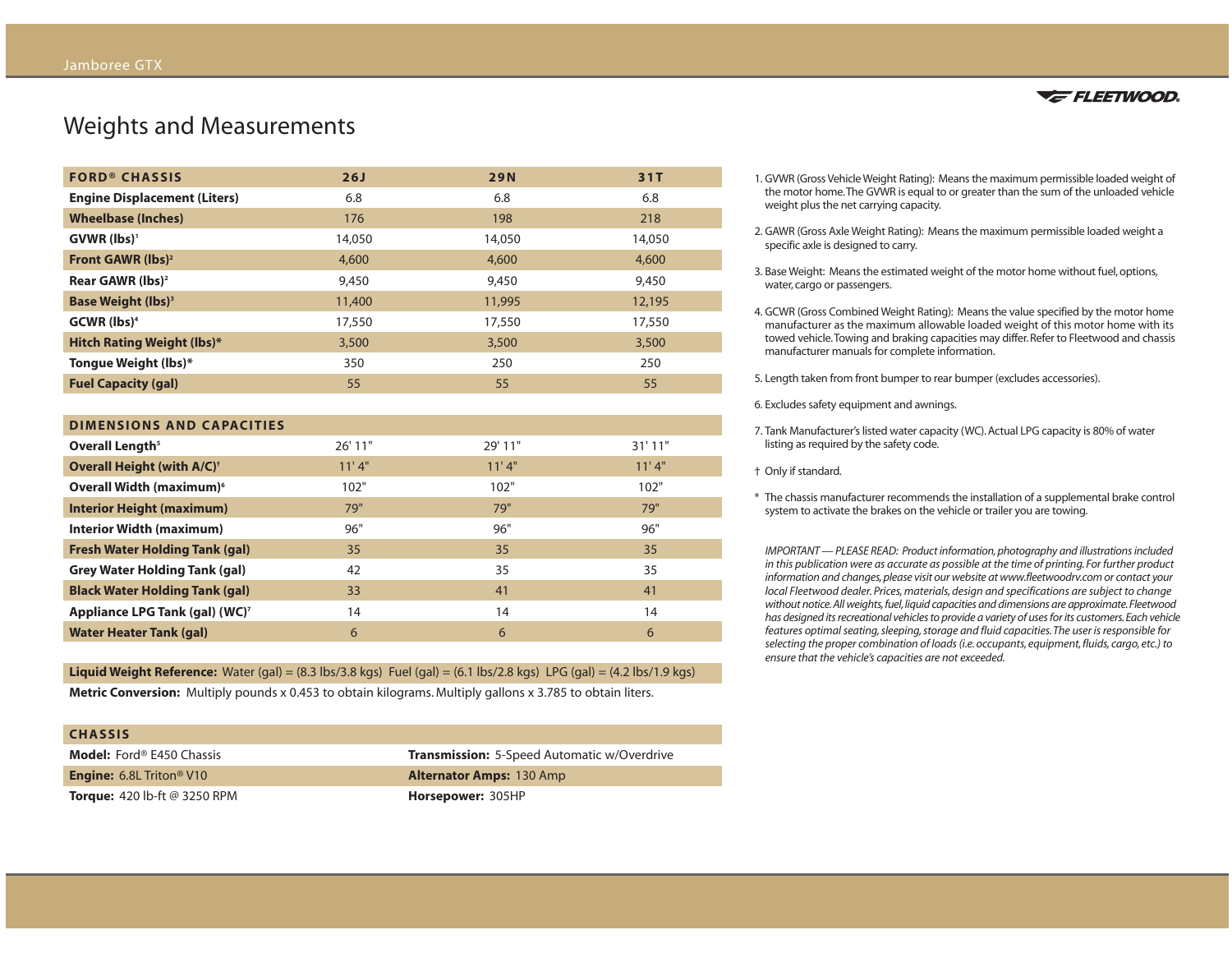# Weights and Measurements

| FORD® CHASSIS | 26J | 29N | 31T |
|---|---|---|---|
| **Engine Displacement (Liters)** | 6.8 | 6.8 | 6.8 |
| **Wheelbase (Inches)** | 176 | 198 | 218 |
| **GVWR (lbs)**[1] | 14,050 | 14,050 | 14,050 |
| **Front GAWR (lbs)**[2] | 4,600 | 4,600 | 4,600 |
| **Rear GAWR (lbs)**[2] | 9,450 | 9,450 | 9,450 |
| **Base Weight (lbs)**[3] | 11,400 | 11,995 | 12,195 |
| **GCWR (lbs)**[4] | 17,550 | 17,550 | 17,550 |
| **Hitch Rating Weight (lbs)*** | 3,500 | 3,500 | 3,500 |
| **Tongue Weight (lbs)*** | 350 | 250 | 250 |
| **Fuel Capacity (gal)** | 55 | 55 | 55 |

| DIMENSIONS AND CAPACITIES | 26J | 29N | 31T |
|---|---|---|---|
| **Overall Length**[5] | 26' 11" | 29' 11" | 31' 11" |
| **Overall Height (with A/C)**† | 11' 4" | 11' 4" | 11' 4" |
| **Overall Width (maximum)**[6] | 102" | 102" | 102" |
| **Interior Height (maximum)** | 79" | 79" | 79" |
| **Interior Width (maximum)** | 96" | 96" | 96" |
| **Fresh Water Holding Tank (gal)** | 35 | 35 | 35 |
| **Grey Water Holding Tank (gal)** | 42 | 35 | 35 |
| **Black Water Holding Tank (gal)** | 33 | 41 | 41 |
| **Appliance LPG Tank (gal) (WC)**[7] | 14 | 14 | 14 |
| **Water Heater Tank (gal)** | 6 | 6 | 6 |

**Liquid Weight Reference:** Water (gal) = (8.3 lbs/3.8 kgs) Fuel (gal) = (6.1 lbs/2.8 kgs) LPG (gal) = (4.2 lbs/1.9 kgs)

**Metric Conversion:** Multiply pounds x 0.453 to obtain kilograms. Multiply gallons x 3.785 to obtain liters.

| CHASSIS | |
|---|---|
| **Model:** Ford® E450 Chassis | **Transmission:** 5-Speed Automatic w/Overdrive |
| **Engine:** 6.8L Triton® V10 | **Alternator Amps:** 130 Amp |
| **Torque:** 420 lb-ft @ 3250 RPM | **Horsepower:** 305HP |

1. GVWR (Gross Vehicle Weight Rating): Means the maximum permissible loaded weight of the motor home. The GVWR is equal to or greater than the sum of the unloaded vehicle weight plus the net carrying capacity.

2. GAWR (Gross Axle Weight Rating): Means the maximum permissible loaded weight a specific axle is designed to carry.

3. Base Weight: Means the estimated weight of the motor home without fuel, options, water, cargo or passengers.

4. GCWR (Gross Combined Weight Rating): Means the value specified by the motor home manufacturer as the maximum allowable loaded weight of this motor home with its towed vehicle. Towing and braking capacities may differ. Refer to Fleetwood and chassis manufacturer manuals for complete information.

5. Length taken from front bumper to rear bumper (excludes accessories).

6. Excludes safety equipment and awnings.

7. Tank Manufacturer's listed water capacity (WC). Actual LPG capacity is 80% of water listing as required by the safety code.

† Only if standard.

\* The chassis manufacturer recommends the installation of a supplemental brake control system to activate the brakes on the vehicle or trailer you are towing.

*IMPORTANT — PLEASE READ: Product information, photography and illustrations included in this publication were as accurate as possible at the time of printing. For further product information and changes, please visit our website at www.fleetwoodrv.com or contact your local Fleetwood dealer. Prices, materials, design and specifications are subject to change without notice. All weights, fuel, liquid capacities and dimensions are approximate. Fleetwood has designed its recreational vehicles to provide a variety of uses for its customers. Each vehicle features optimal seating, sleeping, storage and fluid capacities. The user is responsible for selecting the proper combination of loads (i.e. occupants, equipment, fluids, cargo, etc.) to ensure that the vehicle's capacities are not exceeded.*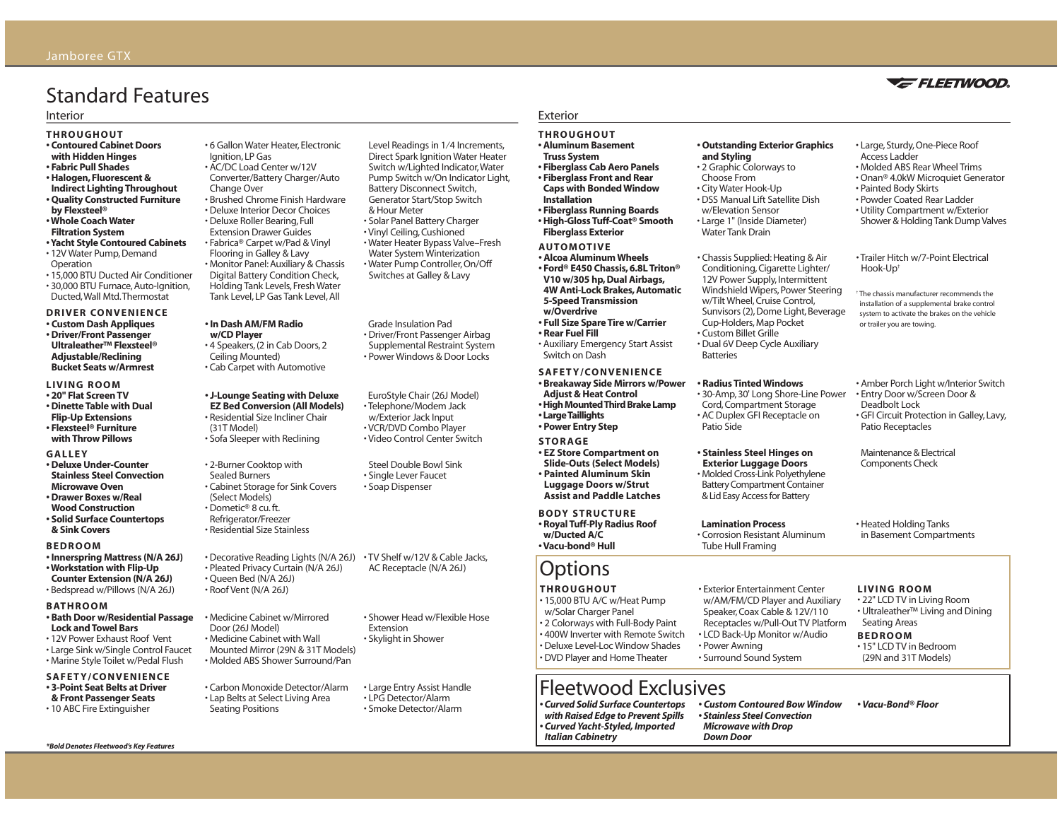# Standard Features

## Interior

### THROUGHOUT

- **Contoured Cabinet Doors with Hidden Hinges**
- **Fabric Pull Shades**
- **Halogen, Fluorescent & Indirect Lighting Throughout**
- **Quality Constructed Furniture by Flexsteel®**
- **Whole Coach Water Filtration System**
- **Yacht Style Contoured Cabinets**
- 12V Water Pump, Demand Operation
- 15,000 BTU Ducted Air Conditioner
- 30,000 BTU Furnace, Auto-Ignition, Ducted, Wall Mtd. Thermostat
- 6 Gallon Water Heater, Electronic Ignition, LP Gas
- AC/DC Load Center w/12V Converter/Battery Charger/Auto Change Over
- Brushed Chrome Finish Hardware
- Deluxe Interior Decor Choices
- Deluxe Roller Bearing, Full Extension Drawer Guides
- Fabrica® Carpet w/Pad & Vinyl Flooring in Galley & Lavy
- Monitor Panel: Auxiliary & Chassis Digital Battery Condition Check, Holding Tank Levels, Fresh Water Tank Level, LP Gas Tank Level, All Level Readings in 1/4 Increments, Direct Spark Ignition Water Heater Switch w/Lighted Indicator, Water Pump Switch w/On Indicator Light, Battery Disconnect Switch, Generator Start/Stop Switch & Hour Meter
- Solar Panel Battery Charger
- Vinyl Ceiling, Cushioned
- Water Heater Bypass Valve–Fresh Water System Winterization
- Water Pump Controller, On/Off Switches at Galley & Lavy

### DRIVER CONVENIENCE

- **Custom Dash Appliques**
- **Driver/Front Passenger Ultraleather™ Flexsteel® Adjustable/Reclining Bucket Seats w/Armrest**
- **In Dash AM/FM Radio w/CD Player**
- 4 Speakers, (2 in Cab Doors, 2 Ceiling Mounted)
- Cab Carpet with Automotive Grade Insulation Pad
- Driver/Front Passenger Airbag Supplemental Restraint System
- Power Windows & Door Locks

### LIVING ROOM

- **20" Flat Screen TV**
- **Dinette Table with Dual Flip-Up Extensions**
- **Flexsteel® Furniture with Throw Pillows**
- **J-Lounge Seating with Deluxe EZ Bed Conversion (All Models)**
- Residential Size Incliner Chair (31T Model)
- Sofa Sleeper with Reclining EuroStyle Chair (26J Model)
- Telephone/Modem Jack w/Exterior Jack Input
- VCR/DVD Combo Player
- Video Control Center Switch

### GALLEY

- **Deluxe Under-Counter Stainless Steel Convection Microwave Oven**
- **Drawer Boxes w/Real Wood Construction**
- **Solid Surface Countertops & Sink Covers**
- 2-Burner Cooktop with Sealed Burners
- Cabinet Storage for Sink Covers (Select Models)
- Dometic® 8 cu. ft. Refrigerator/Freezer
- Residential Size Stainless Steel Double Bowl Sink
- Single Lever Faucet
- Soap Dispenser

### BEDROOM

- **Innerspring Mattress (N/A 26J)**
- **Workstation with Flip-Up Counter Extension (N/A 26J)**
- Bedspread w/Pillows (N/A 26J)
- Decorative Reading Lights (N/A 26J)
- Pleated Privacy Curtain (N/A 26J)
- Queen Bed (N/A 26J)
- Roof Vent (N/A 26J)
- TV Shelf w/12V & Cable Jacks, AC Receptacle (N/A 26J)

### BATHROOM

- **Bath Door w/Residential Passage Lock and Towel Bars**
- 12V Power Exhaust Roof Vent
- Large Sink w/Single Control Faucet
- Marine Style Toilet w/Pedal Flush
- Medicine Cabinet w/Mirrored Door (26J Model)
- Medicine Cabinet with Wall Mounted Mirror (29N & 31T Models)
- Molded ABS Shower Surround/Pan
- Shower Head w/Flexible Hose Extension
- Skylight in Shower

### SAFETY/CONVENIENCE

- **3-Point Seat Belts at Driver & Front Passenger Seats**
- 10 ABC Fire Extinguisher
- Carbon Monoxide Detector/Alarm
- Lap Belts at Select Living Area Seating Positions
- Large Entry Assist Handle
- LPG Detector/Alarm
- Smoke Detector/Alarm

*\*Bold Denotes Fleetwood's Key Features*

## Exterior

### THROUGHOUT

- **Aluminum Basement Truss System**
- **Fiberglass Cab Aero Panels**
- **Fiberglass Front and Rear Caps with Bonded Window Installation**
- **Fiberglass Running Boards**
- **High-Gloss Tuff-Coat® Smooth Fiberglass Exterior**
- **Outstanding Exterior Graphics and Styling**
- 2 Graphic Colorways to Choose From
- City Water Hook-Up
- DSS Manual Lift Satellite Dish w/Elevation Sensor
- Large 1" (Inside Diameter) Water Tank Drain
- Large, Sturdy, One-Piece Roof Access Ladder
- Molded ABS Rear Wheel Trims
- Onan® 4.0kW Microquiet Generator
- Painted Body Skirts
- Powder Coated Rear Ladder
- Utility Compartment w/Exterior Shower & Holding Tank Dump Valves

### AUTOMOTIVE

- **Alcoa Aluminum Wheels**
- **Ford® E450 Chassis, 6.8L Triton® V10 w/305 hp, Dual Airbags, 4W Anti-Lock Brakes, Automatic 5-Speed Transmission w/Overdrive**
- **Full Size Spare Tire w/Carrier**
- **Rear Fuel Fill**
- Auxiliary Emergency Start Assist Switch on Dash
- Chassis Supplied: Heating & Air Conditioning, Cigarette Lighter/12V Power Supply, Intermittent Windshield Wipers, Power Steering w/Tilt Wheel, Cruise Control, Sunvisors (2), Dome Light, Beverage Cup-Holders, Map Pocket
- Custom Billet Grille
- Dual 6V Deep Cycle Auxiliary Batteries
- Trailer Hitch w/7-Point Electrical Hook-Up[†]

[†] The chassis manufacturer recommends the installation of a supplemental brake control system to activate the brakes on the vehicle or trailer you are towing.

### SAFETY/CONVENIENCE

- **Breakaway Side Mirrors w/Power Adjust & Heat Control**
- **High Mounted Third Brake Lamp**
- **Large Taillights**
- **Power Entry Step**
- **Radius Tinted Windows**
- 30-Amp, 30' Long Shore-Line Power Cord, Compartment Storage
- AC Duplex GFI Receptacle on Patio Side
- Amber Porch Light w/Interior Switch
- Entry Door w/Screen Door & Deadbolt Lock
- GFI Circuit Protection in Galley, Lavy, Patio Receptacles

### STORAGE

- **EZ Store Compartment on Slide-Outs (Select Models)**
- **Painted Aluminum Skin Luggage Doors w/Strut Assist and Paddle Latches**
- **Stainless Steel Hinges on Exterior Luggage Doors**
- Molded Cross-Link Polyethylene Battery Compartment Container & Lid Easy Access for Battery Maintenance & Electrical Components Check

### BODY STRUCTURE

- **Royal Tuff-Ply Radius Roof w/Ducted A/C**
- **Vacu-bond® Hull Lamination Process**
- Corrosion Resistant Aluminum Tube Hull Framing
- Heated Holding Tanks in Basement Compartments

# Options

### THROUGHOUT

- 15,000 BTU A/C w/Heat Pump w/Solar Charger Panel
- 2 Colorways with Full-Body Paint
- 400W Inverter with Remote Switch
- Deluxe Level-Loc Window Shades
- DVD Player and Home Theater
- Exterior Entertainment Center w/AM/FM/CD Player and Auxiliary Speaker, Coax Cable & 12V/110 Receptacles w/Pull-Out TV Platform
- LCD Back-Up Monitor w/Audio
- Power Awning
- Surround Sound System

### LIVING ROOM

- 22" LCD TV in Living Room
- Ultraleather™ Living and Dining Seating Areas

### BEDROOM

- 15" LCD TV in Bedroom (29N and 31T Models)

# Fleetwood Exclusives

- ***Curved Solid Surface Countertops with Raised Edge to Prevent Spills***
- ***Curved Yacht-Styled, Imported Italian Cabinetry***
- ***Custom Contoured Bow Window***
- ***Stainless Steel Convection Microwave with Drop Down Door***
- ***Vacu-Bond® Floor***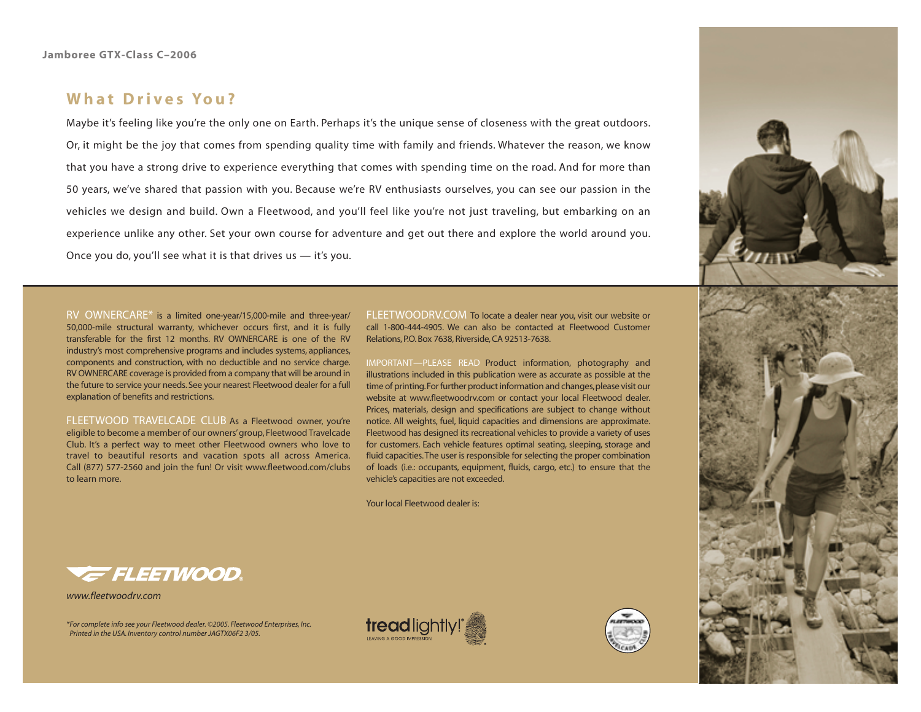## What Drives You?

Maybe it's feeling like you're the only one on Earth. Perhaps it's the unique sense of closeness with the great outdoors. Or, it might be the joy that comes from spending quality time with family and friends. Whatever the reason, we know that you have a strong drive to experience everything that comes with spending time on the road. And for more than 50 years, we've shared that passion with you. Because we're RV enthusiasts ourselves, you can see our passion in the vehicles we design and build. Own a Fleetwood, and you'll feel like you're not just traveling, but embarking on an experience unlike any other. Set your own course for adventure and get out there and explore the world around you. Once you do, you'll see what it is that drives us — it's you.

RV OWNERCARE* is a limited one-year/15,000-mile and three-year/50,000-mile structural warranty, whichever occurs first, and it is fully transferable for the first 12 months. RV OWNERCARE is one of the RV industry's most comprehensive programs and includes systems, appliances, components and construction, with no deductible and no service charge. RV OWNERCARE coverage is provided from a company that will be around in the future to service your needs. See your nearest Fleetwood dealer for a full explanation of benefits and restrictions.

FLEETWOOD TRAVELCADE CLUB As a Fleetwood owner, you're eligible to become a member of our owners' group, Fleetwood Travelcade Club. It's a perfect way to meet other Fleetwood owners who love to travel to beautiful resorts and vacation spots all across America. Call (877) 577-2560 and join the fun! Or visit www.fleetwood.com/clubs to learn more.

FLEETWOODRV.COM To locate a dealer near you, visit our website or call 1-800-444-4905. We can also be contacted at Fleetwood Customer Relations, P.O. Box 7638, Riverside, CA 92513-7638.

IMPORTANT—PLEASE READ Product information, photography and illustrations included in this publication were as accurate as possible at the time of printing. For further product information and changes, please visit our website at www.fleetwoodrv.com or contact your local Fleetwood dealer. Prices, materials, design and specifications are subject to change without notice. All weights, fuel, liquid capacities and dimensions are approximate. Fleetwood has designed its recreational vehicles to provide a variety of uses for customers. Each vehicle features optimal seating, sleeping, storage and fluid capacities. The user is responsible for selecting the proper combination of loads (i.e.: occupants, equipment, fluids, cargo, etc.) to ensure that the vehicle's capacities are not exceeded.

Your local Fleetwood dealer is:

FLEETWOOD

*www.fleetwoodrv.com*

*\*For complete info see your Fleetwood dealer. ©2005. Fleetwood Enterprises, Inc. Printed in the USA. Inventory control number JAGTX06F2 3/05.*

tread lightly! LEAVING A GOOD IMPRESSION